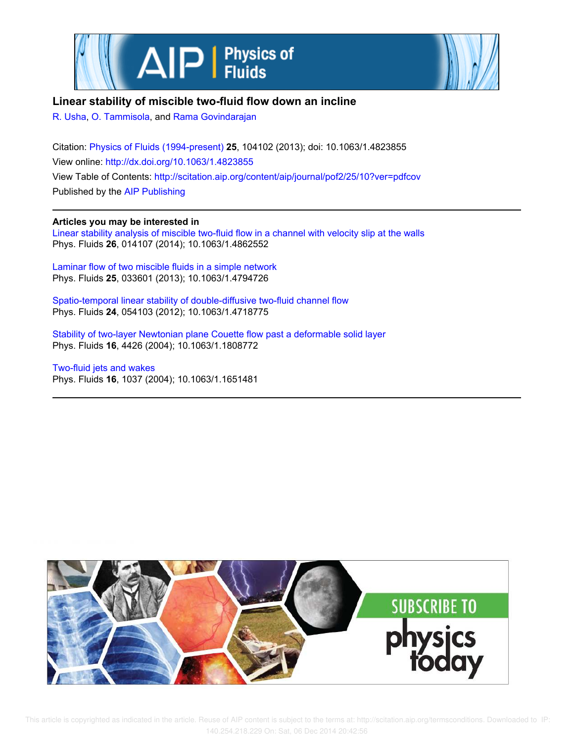# Linear stability of miscible two-fluid flow down an incline

R. Usha, O. Tammisola, and Rama Govindarajan

Citation: Physics of Fluids (1994-present) **25**, 104102 (2013); doi: 10.1063/1.4823855

View online: http://dx.doi.org/10.1063/1.4823855

View Table of Contents: http://scitation.aip.org/content/aip/journal/pof2/25/10?ver=pdfcov

Published by the AIP Publishing

## Articles you may be interested in

Linear stability analysis of miscible two-fluid flow in a channel with velocity slip at the walls
Phys. Fluids **26**, 014107 (2014); 10.1063/1.4862552

Laminar flow of two miscible fluids in a simple network
Phys. Fluids **25**, 033601 (2013); 10.1063/1.4794726

Spatio-temporal linear stability of double-diffusive two-fluid channel flow
Phys. Fluids **24**, 054103 (2012); 10.1063/1.4718775

Stability of two-layer Newtonian plane Couette flow past a deformable solid layer
Phys. Fluids **16**, 4426 (2004); 10.1063/1.1808772

Two-fluid jets and wakes
Phys. Fluids **16**, 1037 (2004); 10.1063/1.1651481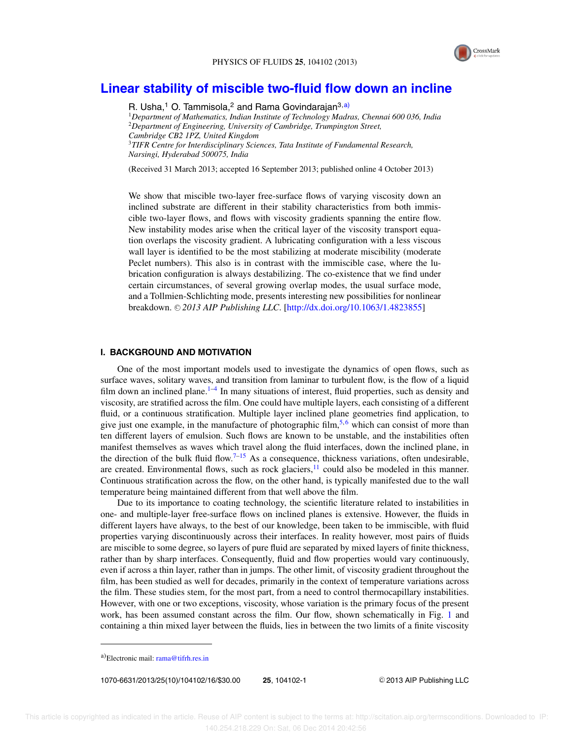# Linear stability of miscible two-fluid flow down an incline

R. Usha,[1] O. Tammisola,[2] and Rama Govindarajan[3,a)]

[1]*Department of Mathematics, Indian Institute of Technology Madras, Chennai 600 036, India*
[2]*Department of Engineering, University of Cambridge, Trumpington Street, Cambridge CB2 1PZ, United Kingdom*
[3]*TIFR Centre for Interdisciplinary Sciences, Tata Institute of Fundamental Research, Narsingi, Hyderabad 500075, India*

(Received 31 March 2013; accepted 16 September 2013; published online 4 October 2013)

We show that miscible two-layer free-surface flows of varying viscosity down an inclined substrate are different in their stability characteristics from both immiscible two-layer flows, and flows with viscosity gradients spanning the entire flow. New instability modes arise when the critical layer of the viscosity transport equation overlaps the viscosity gradient. A lubricating configuration with a less viscous wall layer is identified to be the most stabilizing at moderate miscibility (moderate Peclet numbers). This also is in contrast with the immiscible case, where the lubrication configuration is always destabilizing. The co-existence that we find under certain circumstances, of several growing overlap modes, the usual surface mode, and a Tollmien-Schlichting mode, presents interesting new possibilities for nonlinear breakdown. *© 2013 AIP Publishing LLC*. [http://dx.doi.org/10.1063/1.4823855]

## I. BACKGROUND AND MOTIVATION

One of the most important models used to investigate the dynamics of open flows, such as surface waves, solitary waves, and transition from laminar to turbulent flow, is the flow of a liquid film down an inclined plane.[1–4] In many situations of interest, fluid properties, such as density and viscosity, are stratified across the film. One could have multiple layers, each consisting of a different fluid, or a continuous stratification. Multiple layer inclined plane geometries find application, to give just one example, in the manufacture of photographic film,[5,6] which can consist of more than ten different layers of emulsion. Such flows are known to be unstable, and the instabilities often manifest themselves as waves which travel along the fluid interfaces, down the inclined plane, in the direction of the bulk fluid flow.[7–15] As a consequence, thickness variations, often undesirable, are created. Environmental flows, such as rock glaciers,[11] could also be modeled in this manner. Continuous stratification across the flow, on the other hand, is typically manifested due to the wall temperature being maintained different from that well above the film.

Due to its importance to coating technology, the scientific literature related to instabilities in one- and multiple-layer free-surface flows on inclined planes is extensive. However, the fluids in different layers have always, to the best of our knowledge, been taken to be immiscible, with fluid properties varying discontinuously across their interfaces. In reality however, most pairs of fluids are miscible to some degree, so layers of pure fluid are separated by mixed layers of finite thickness, rather than by sharp interfaces. Consequently, fluid and flow properties would vary continuously, even if across a thin layer, rather than in jumps. The other limit, of viscosity gradient throughout the film, has been studied as well for decades, primarily in the context of temperature variations across the film. These studies stem, for the most part, from a need to control thermocapillary instabilities. However, with one or two exceptions, viscosity, whose variation is the primary focus of the present work, has been assumed constant across the film. Our flow, shown schematically in Fig. 1 and containing a thin mixed layer between the fluids, lies in between the two limits of a finite viscosity

a)Electronic mail: rama@tifrh.res.in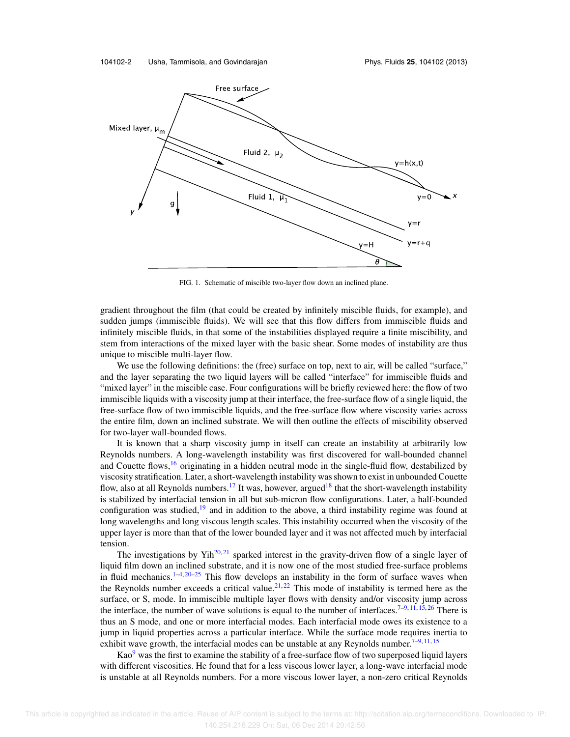Free surface

Mixed layer, $\mu_m$

Fluid 2, $\mu_2$

Fluid 1, $\mu_1$

$y=h(x,t)$

$y=0$

$x$

$y=r$

$y=r+q$

$y=H$

$g$

$y$

$\theta$

FIG. 1. Schematic of miscible two-layer flow down an inclined plane.

gradient throughout the film (that could be created by infinitely miscible fluids, for example), and sudden jumps (immiscible fluids). We will see that this flow differs from immiscible fluids and infinitely miscible fluids, in that some of the instabilities displayed require a finite miscibility, and stem from interactions of the mixed layer with the basic shear. Some modes of instability are thus unique to miscible multi-layer flow.

We use the following definitions: the (free) surface on top, next to air, will be called "surface," and the layer separating the two liquid layers will be called "interface" for immiscible fluids and "mixed layer" in the miscible case. Four configurations will be briefly reviewed here: the flow of two immiscible liquids with a viscosity jump at their interface, the free-surface flow of a single liquid, the free-surface flow of two immiscible liquids, and the free-surface flow where viscosity varies across the entire film, down an inclined substrate. We will then outline the effects of miscibility observed for two-layer wall-bounded flows.

It is known that a sharp viscosity jump in itself can create an instability at arbitrarily low Reynolds numbers. A long-wavelength instability was first discovered for wall-bounded channel and Couette flows,[16] originating in a hidden neutral mode in the single-fluid flow, destabilized by viscosity stratification. Later, a short-wavelength instability was shown to exist in unbounded Couette flow, also at all Reynolds numbers.[17] It was, however, argued[18] that the short-wavelength instability is stabilized by interfacial tension in all but sub-micron flow configurations. Later, a half-bounded configuration was studied,[19] and in addition to the above, a third instability regime was found at long wavelengths and long viscous length scales. This instability occurred when the viscosity of the upper layer is more than that of the lower bounded layer and it was not affected much by interfacial tension.

The investigations by Yih[20,21] sparked interest in the gravity-driven flow of a single layer of liquid film down an inclined substrate, and it is now one of the most studied free-surface problems in fluid mechanics.[1–4,20–25] This flow develops an instability in the form of surface waves when the Reynolds number exceeds a critical value.[21,22] This mode of instability is termed here as the surface, or S, mode. In immiscible multiple layer flows with density and/or viscosity jump across the interface, the number of wave solutions is equal to the number of interfaces.[7–9,11,15,26] There is thus an S mode, and one or more interfacial modes. Each interfacial mode owes its existence to a jump in liquid properties across a particular interface. While the surface mode requires inertia to exhibit wave growth, the interfacial modes can be unstable at any Reynolds number.[7–9,11,15]

Kao[9] was the first to examine the stability of a free-surface flow of two superposed liquid layers with different viscosities. He found that for a less viscous lower layer, a long-wave interfacial mode is unstable at all Reynolds numbers. For a more viscous lower layer, a non-zero critical Reynolds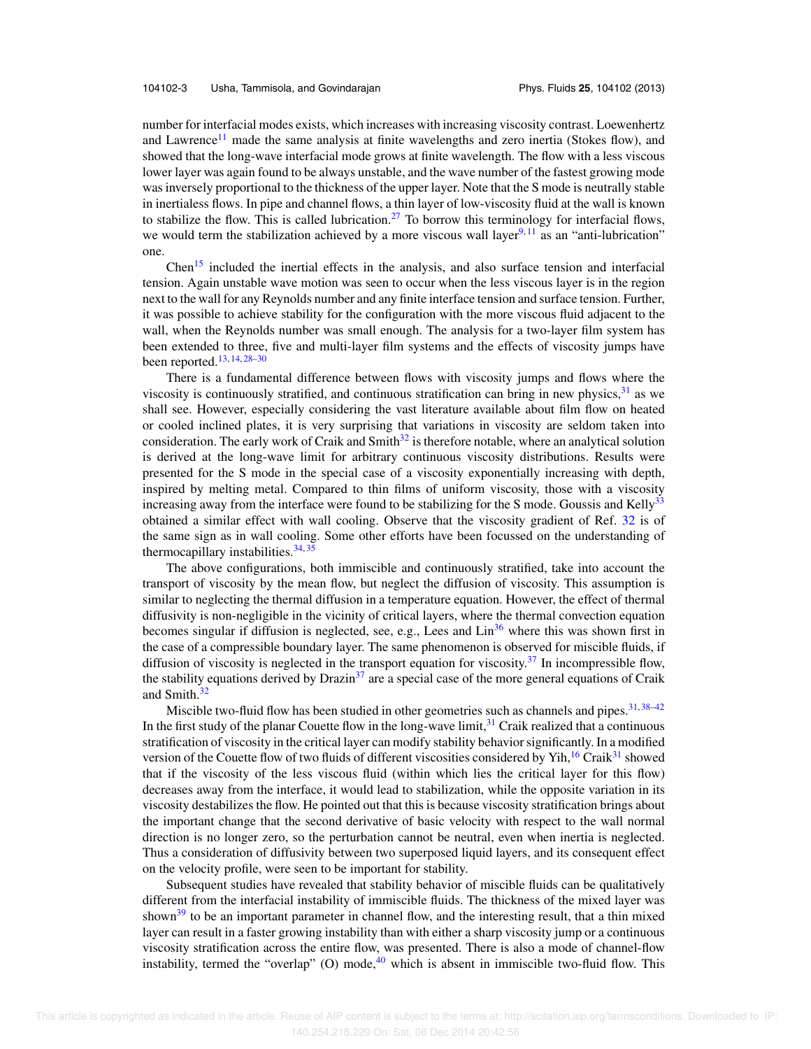number for interfacial modes exists, which increases with increasing viscosity contrast. Loewenhertz and Lawrence[11] made the same analysis at finite wavelengths and zero inertia (Stokes flow), and showed that the long-wave interfacial mode grows at finite wavelength. The flow with a less viscous lower layer was again found to be always unstable, and the wave number of the fastest growing mode was inversely proportional to the thickness of the upper layer. Note that the S mode is neutrally stable in inertialess flows. In pipe and channel flows, a thin layer of low-viscosity fluid at the wall is known to stabilize the flow. This is called lubrication.[27] To borrow this terminology for interfacial flows, we would term the stabilization achieved by a more viscous wall layer[9,11] as an "anti-lubrication" one.

Chen[15] included the inertial effects in the analysis, and also surface tension and interfacial tension. Again unstable wave motion was seen to occur when the less viscous layer is in the region next to the wall for any Reynolds number and any finite interface tension and surface tension. Further, it was possible to achieve stability for the configuration with the more viscous fluid adjacent to the wall, when the Reynolds number was small enough. The analysis for a two-layer film system has been extended to three, five and multi-layer film systems and the effects of viscosity jumps have been reported.[13,14,28–30]

There is a fundamental difference between flows with viscosity jumps and flows where the viscosity is continuously stratified, and continuous stratification can bring in new physics,[31] as we shall see. However, especially considering the vast literature available about film flow on heated or cooled inclined plates, it is very surprising that variations in viscosity are seldom taken into consideration. The early work of Craik and Smith[32] is therefore notable, where an analytical solution is derived at the long-wave limit for arbitrary continuous viscosity distributions. Results were presented for the S mode in the special case of a viscosity exponentially increasing with depth, inspired by melting metal. Compared to thin films of uniform viscosity, those with a viscosity increasing away from the interface were found to be stabilizing for the S mode. Goussis and Kelly[33] obtained a similar effect with wall cooling. Observe that the viscosity gradient of Ref. 32 is of the same sign as in wall cooling. Some other efforts have been focussed on the understanding of thermocapillary instabilities.[34,35]

The above configurations, both immiscible and continuously stratified, take into account the transport of viscosity by the mean flow, but neglect the diffusion of viscosity. This assumption is similar to neglecting the thermal diffusion in a temperature equation. However, the effect of thermal diffusivity is non-negligible in the vicinity of critical layers, where the thermal convection equation becomes singular if diffusion is neglected, see, e.g., Lees and Lin[36] where this was shown first in the case of a compressible boundary layer. The same phenomenon is observed for miscible fluids, if diffusion of viscosity is neglected in the transport equation for viscosity.[37] In incompressible flow, the stability equations derived by Drazin[37] are a special case of the more general equations of Craik and Smith.[32]

Miscible two-fluid flow has been studied in other geometries such as channels and pipes.[31,38–42] In the first study of the planar Couette flow in the long-wave limit,[31] Craik realized that a continuous stratification of viscosity in the critical layer can modify stability behavior significantly. In a modified version of the Couette flow of two fluids of different viscosities considered by Yih,[16] Craik[31] showed that if the viscosity of the less viscous fluid (within which lies the critical layer for this flow) decreases away from the interface, it would lead to stabilization, while the opposite variation in its viscosity destabilizes the flow. He pointed out that this is because viscosity stratification brings about the important change that the second derivative of basic velocity with respect to the wall normal direction is no longer zero, so the perturbation cannot be neutral, even when inertia is neglected. Thus a consideration of diffusivity between two superposed liquid layers, and its consequent effect on the velocity profile, were seen to be important for stability.

Subsequent studies have revealed that stability behavior of miscible fluids can be qualitatively different from the interfacial instability of immiscible fluids. The thickness of the mixed layer was shown[39] to be an important parameter in channel flow, and the interesting result, that a thin mixed layer can result in a faster growing instability than with either a sharp viscosity jump or a continuous viscosity stratification across the entire flow, was presented. There is also a mode of channel-flow instability, termed the "overlap" (O) mode,[40] which is absent in immiscible two-fluid flow. This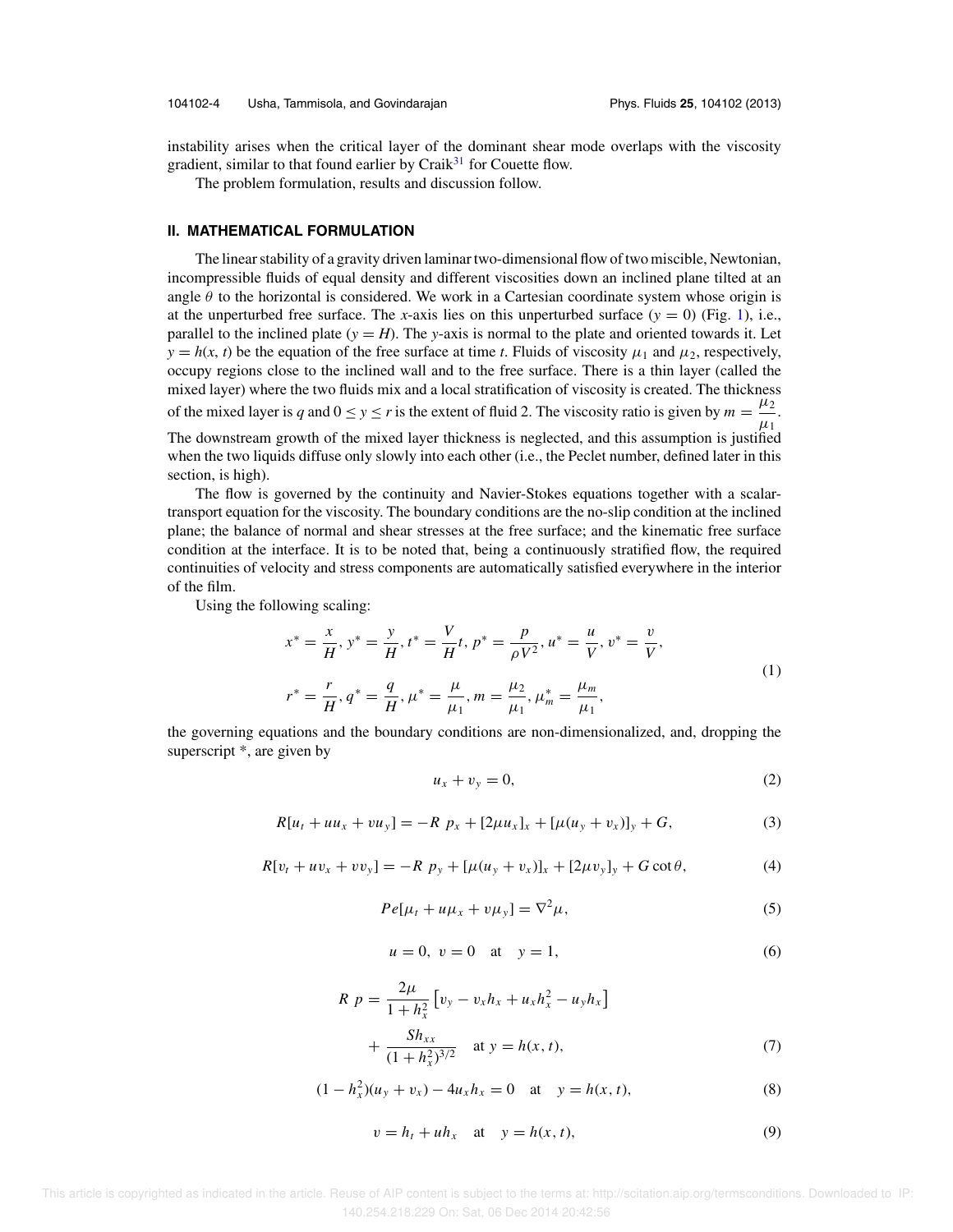instability arises when the critical layer of the dominant shear mode overlaps with the viscosity gradient, similar to that found earlier by Craik[31] for Couette flow.

The problem formulation, results and discussion follow.

## II. MATHEMATICAL FORMULATION

The linear stability of a gravity driven laminar two-dimensional flow of two miscible, Newtonian, incompressible fluids of equal density and different viscosities down an inclined plane tilted at an angle $\theta$ to the horizontal is considered. We work in a Cartesian coordinate system whose origin is at the unperturbed free surface. The $x$-axis lies on this unperturbed surface ($y = 0$) (Fig. 1), i.e., parallel to the inclined plate ($y = H$). The $y$-axis is normal to the plate and oriented towards it. Let $y = h(x, t)$ be the equation of the free surface at time $t$. Fluids of viscosity $\mu_1$ and $\mu_2$, respectively, occupy regions close to the inclined wall and to the free surface. There is a thin layer (called the mixed layer) where the two fluids mix and a local stratification of viscosity is created. The thickness of the mixed layer is $q$ and $0 \leq y \leq r$ is the extent of fluid 2. The viscosity ratio is given by $m = \dfrac{\mu_2}{\mu_1}$. The downstream growth of the mixed layer thickness is neglected, and this assumption is justified when the two liquids diffuse only slowly into each other (i.e., the Peclet number, defined later in this section, is high).

The flow is governed by the continuity and Navier-Stokes equations together with a scalar-transport equation for the viscosity. The boundary conditions are the no-slip condition at the inclined plane; the balance of normal and shear stresses at the free surface; and the kinematic free surface condition at the interface. It is to be noted that, being a continuously stratified flow, the required continuities of velocity and stress components are automatically satisfied everywhere in the interior of the film.

Using the following scaling:

$$
\begin{aligned}
&x^* = \frac{x}{H},\, y^* = \frac{y}{H},\, t^* = \frac{V}{H}t,\, p^* = \frac{p}{\rho V^2},\, u^* = \frac{u}{V},\, v^* = \frac{v}{V},\\
&r^* = \frac{r}{H},\, q^* = \frac{q}{H},\, \mu^* = \frac{\mu}{\mu_1},\, m = \frac{\mu_2}{\mu_1},\, \mu_m^* = \frac{\mu_m}{\mu_1},
\end{aligned}
\tag{1}
$$

the governing equations and the boundary conditions are non-dimensionalized, and, dropping the superscript *, are given by

$$u_x + v_y = 0, \tag{2}$$

$$R[u_t + uu_x + vu_y] = -R\ p_x + [2\mu u_x]_x + [\mu(u_y + v_x)]_y + G, \tag{3}$$

$$R[v_t + uv_x + vv_y] = -R\ p_y + [\mu(u_y + v_x)]_x + [2\mu v_y]_y + G\cot\theta, \tag{4}$$

$$Pe[\mu_t + u\mu_x + v\mu_y] = \nabla^2\mu, \tag{5}$$

$$u = 0,\ v = 0 \quad \text{at} \quad y = 1, \tag{6}$$

$$
\begin{aligned}
R\ p = {} & \frac{2\mu}{1 + h_x^2}\left[v_y - v_x h_x + u_x h_x^2 - u_y h_x\right]\\
& + \frac{S h_{xx}}{(1 + h_x^2)^{3/2}} \quad \text{at } y = h(x, t),
\end{aligned}
\tag{7}
$$

$$(1 - h_x^2)(u_y + v_x) - 4u_x h_x = 0 \quad \text{at} \quad y = h(x, t), \tag{8}$$

$$v = h_t + uh_x \quad \text{at} \quad y = h(x, t), \tag{9}$$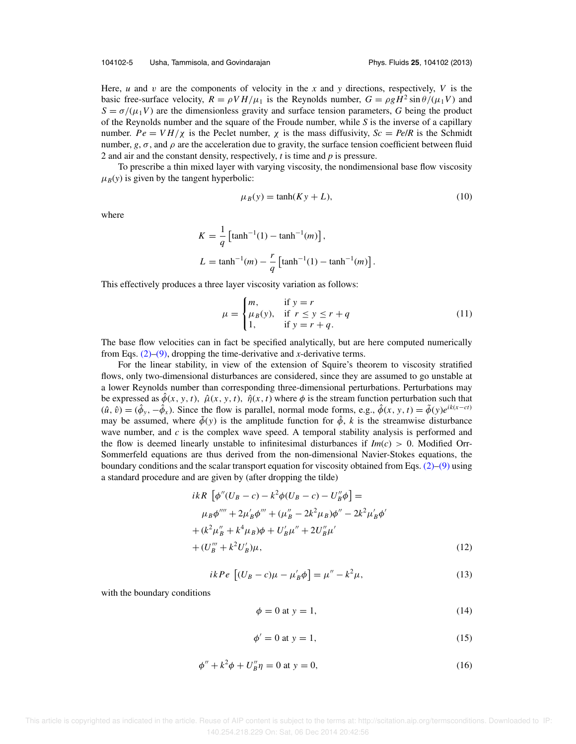Here, $u$ and $v$ are the components of velocity in the $x$ and $y$ directions, respectively, $V$ is the basic free-surface velocity, $R = \rho V H/\mu_1$ is the Reynolds number, $G = \rho g H^2 \sin\theta/(\mu_1 V)$ and $S = \sigma/(\mu_1 V)$ are the dimensionless gravity and surface tension parameters, $G$ being the product of the Reynolds number and the square of the Froude number, while $S$ is the inverse of a capillary number. $Pe = VH/\chi$ is the Peclet number, $\chi$ is the mass diffusivity, $Sc = Pe/R$ is the Schmidt number, $g$, $\sigma$, and $\rho$ are the acceleration due to gravity, the surface tension coefficient between fluid 2 and air and the constant density, respectively, $t$ is time and $p$ is pressure.

To prescribe a thin mixed layer with varying viscosity, the nondimensional base flow viscosity $\mu_B(y)$ is given by the tangent hyperbolic:

$$\mu_B(y) = \tanh(Ky + L), \tag{10}$$

where

$$K = \frac{1}{q}\left[\tanh^{-1}(1) - \tanh^{-1}(m)\right],$$

$$L = \tanh^{-1}(m) - \frac{r}{q}\left[\tanh^{-1}(1) - \tanh^{-1}(m)\right].$$

This effectively produces a three layer viscosity variation as follows:

$$\mu = \begin{cases} m, & \text{if } y = r \\ \mu_B(y), & \text{if } r \le y \le r + q \\ 1, & \text{if } y = r + q. \end{cases} \tag{11}$$

The base flow velocities can in fact be specified analytically, but are here computed numerically from Eqs. (2)–(9), dropping the time-derivative and $x$-derivative terms.

For the linear stability, in view of the extension of Squire's theorem to viscosity stratified flows, only two-dimensional disturbances are considered, since they are assumed to go unstable at a lower Reynolds number than corresponding three-dimensional perturbations. Perturbations may be expressed as $\hat{\phi}(x, y, t)$, $\hat{\mu}(x, y, t)$, $\hat{\eta}(x, t)$ where $\phi$ is the stream function perturbation such that $(\hat{u}, \hat{v}) = (\hat{\phi}_y, -\hat{\phi}_x)$. Since the flow is parallel, normal mode forms, e.g., $\hat{\phi}(x, y, t) = \tilde{\phi}(y)e^{ik(x-ct)}$ may be assumed, where $\tilde{\phi}(y)$ is the amplitude function for $\hat{\phi}$, $k$ is the streamwise disturbance wave number, and $c$ is the complex wave speed. A temporal stability analysis is performed and the flow is deemed linearly unstable to infinitesimal disturbances if $Im(c) > 0$. Modified Orr-Sommerfeld equations are thus derived from the non-dimensional Navier-Stokes equations, the boundary conditions and the scalar transport equation for viscosity obtained from Eqs. (2)–(9) using a standard procedure and are given by (after dropping the tilde)

$$\begin{aligned} ikR\,&\left[\phi''(U_B - c) - k^2\phi(U_B - c) - U_B''\phi\right] = \\ &\mu_B\phi'''' + 2\mu_B'\phi''' + (\mu_B'' - 2k^2\mu_B)\phi'' - 2k^2\mu_B'\phi' \\ &+ (k^2\mu_B'' + k^4\mu_B)\phi + U_B'\mu'' + 2U_B''\mu' \\ &+ (U_B''' + k^2 U_B')\mu, \end{aligned} \tag{12}$$

$$ikPe\,\left[(U_B - c)\mu - \mu_B'\phi\right] = \mu'' - k^2\mu, \tag{13}$$

with the boundary conditions

$$\phi = 0 \text{ at } y = 1, \tag{14}$$

$$\phi' = 0 \text{ at } y = 1, \tag{15}$$

$$\phi'' + k^2\phi + U_B''\eta = 0 \text{ at } y = 0, \tag{16}$$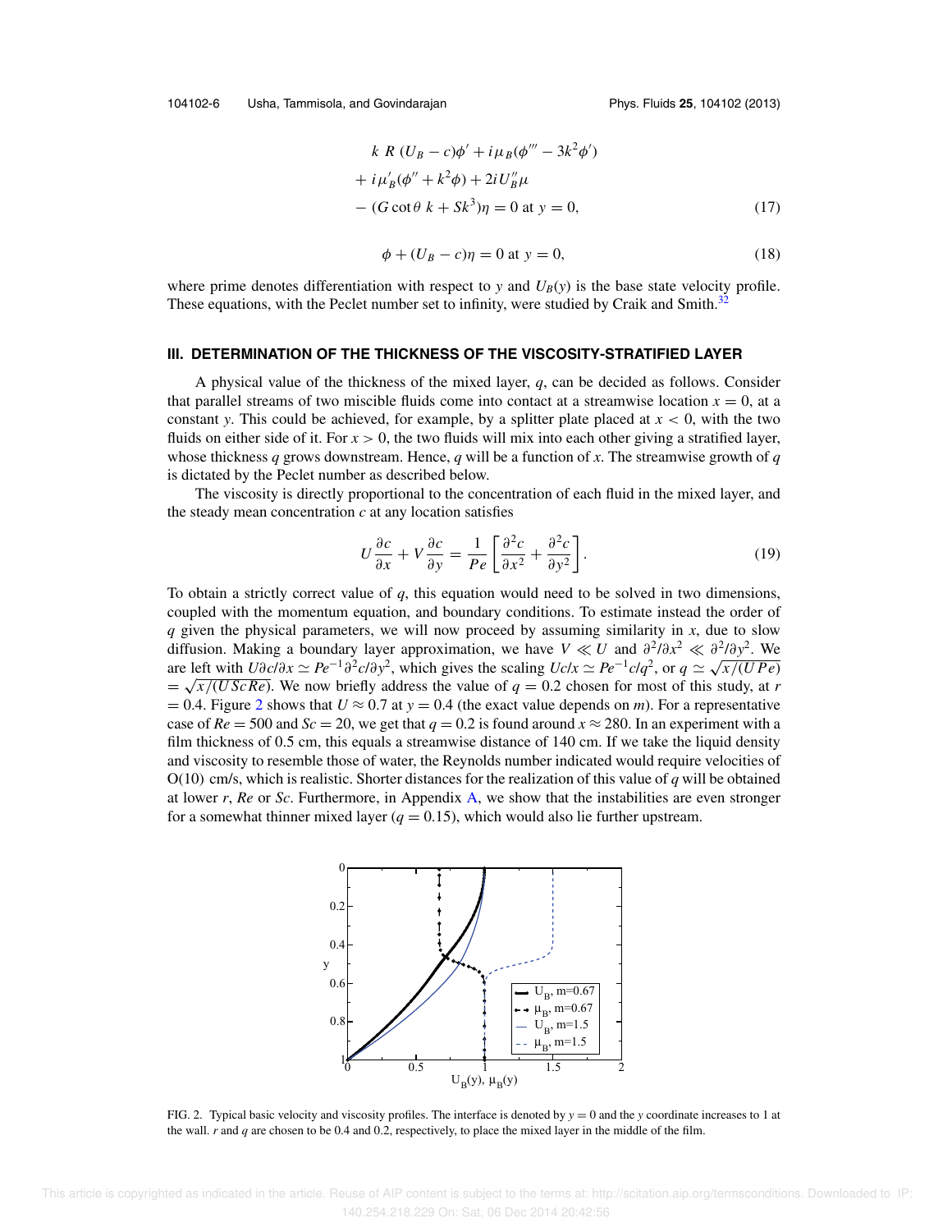$$
\begin{aligned}
& k\ R\ (U_B - c)\phi' + i\mu_B(\phi''' - 3k^2\phi') \\
& + i\mu_B'(\phi'' + k^2\phi) + 2iU_B''\mu \\
& - (G\cot\theta\ k + Sk^3)\eta = 0 \text{ at } y = 0,
\end{aligned}
\tag{17}
$$

$$
\phi + (U_B - c)\eta = 0 \text{ at } y = 0, \tag{18}
$$

where prime denotes differentiation with respect to $y$ and $U_B(y)$ is the base state velocity profile. These equations, with the Peclet number set to infinity, were studied by Craik and Smith.[32]

### III. DETERMINATION OF THE THICKNESS OF THE VISCOSITY-STRATIFIED LAYER

A physical value of the thickness of the mixed layer, $q$, can be decided as follows. Consider that parallel streams of two miscible fluids come into contact at a streamwise location $x = 0$, at a constant $y$. This could be achieved, for example, by a splitter plate placed at $x < 0$, with the two fluids on either side of it. For $x > 0$, the two fluids will mix into each other giving a stratified layer, whose thickness $q$ grows downstream. Hence, $q$ will be a function of $x$. The streamwise growth of $q$ is dictated by the Peclet number as described below.

The viscosity is directly proportional to the concentration of each fluid in the mixed layer, and the steady mean concentration $c$ at any location satisfies

$$
U\frac{\partial c}{\partial x} + V\frac{\partial c}{\partial y} = \frac{1}{Pe}\left[\frac{\partial^2 c}{\partial x^2} + \frac{\partial^2 c}{\partial y^2}\right]. \tag{19}
$$

To obtain a strictly correct value of $q$, this equation would need to be solved in two dimensions, coupled with the momentum equation, and boundary conditions. To estimate instead the order of $q$ given the physical parameters, we will now proceed by assuming similarity in $x$, due to slow diffusion. Making a boundary layer approximation, we have $V \ll U$ and $\partial^2/\partial x^2 \ll \partial^2/\partial y^2$. We are left with $U\partial c/\partial x \simeq Pe^{-1}\partial^2 c/\partial y^2$, which gives the scaling $Uc/x \simeq Pe^{-1}c/q^2$, or $q \simeq \sqrt{x/(UPe)} = \sqrt{x/(UScRe)}$. We now briefly address the value of $q = 0.2$ chosen for most of this study, at $r = 0.4$. Figure 2 shows that $U \approx 0.7$ at $y = 0.4$ (the exact value depends on $m$). For a representative case of $Re = 500$ and $Sc = 20$, we get that $q = 0.2$ is found around $x \approx 280$. In an experiment with a film thickness of 0.5 cm, this equals a streamwise distance of 140 cm. If we take the liquid density and viscosity to resemble those of water, the Reynolds number indicated would require velocities of O(10) cm/s, which is realistic. Shorter distances for the realization of this value of $q$ will be obtained at lower $r$, $Re$ or $Sc$. Furthermore, in Appendix A, we show that the instabilities are even stronger for a somewhat thinner mixed layer ($q = 0.15$), which would also lie further upstream.

FIG. 2. Typical basic velocity and viscosity profiles. The interface is denoted by $y = 0$ and the $y$ coordinate increases to 1 at the wall. $r$ and $q$ are chosen to be 0.4 and 0.2, respectively, to place the mixed layer in the middle of the film.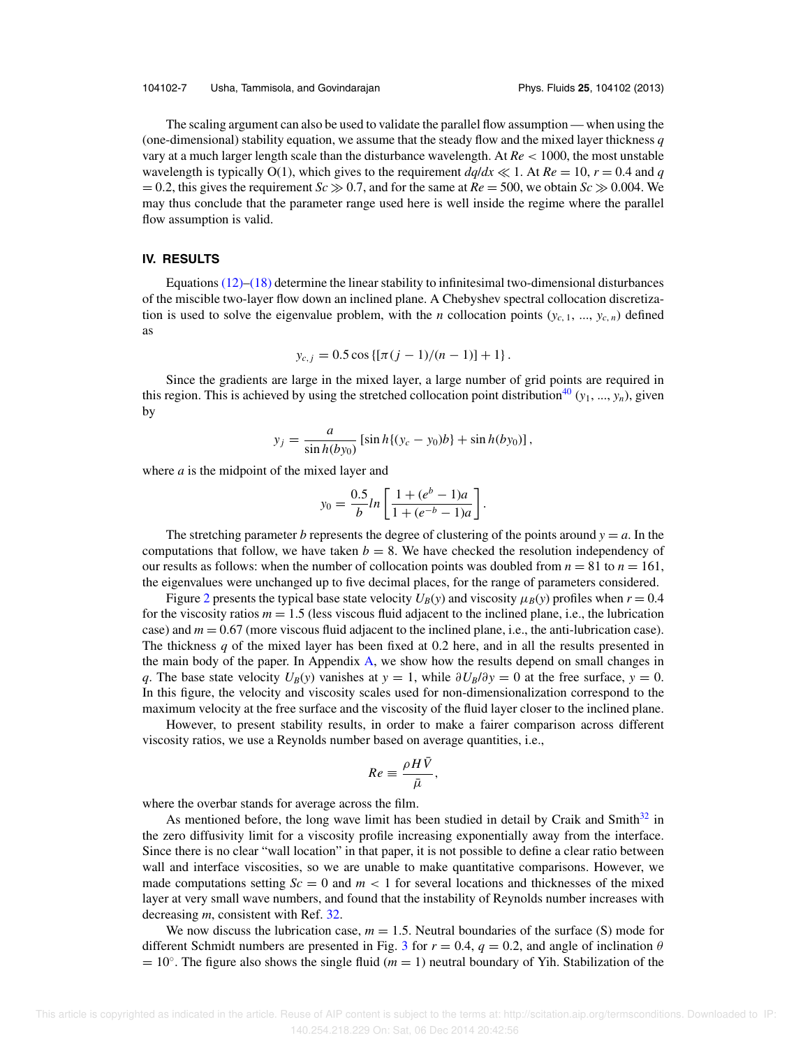The scaling argument can also be used to validate the parallel flow assumption — when using the (one-dimensional) stability equation, we assume that the steady flow and the mixed layer thickness $q$ vary at a much larger length scale than the disturbance wavelength. At $Re < 1000$, the most unstable wavelength is typically O(1), which gives to the requirement $dq/dx \ll 1$. At $Re = 10$, $r = 0.4$ and $q = 0.2$, this gives the requirement $Sc \gg 0.7$, and for the same at $Re = 500$, we obtain $Sc \gg 0.004$. We may thus conclude that the parameter range used here is well inside the regime where the parallel flow assumption is valid.

## IV. RESULTS

Equations (12)–(18) determine the linear stability to infinitesimal two-dimensional disturbances of the miscible two-layer flow down an inclined plane. A Chebyshev spectral collocation discretization is used to solve the eigenvalue problem, with the $n$ collocation points ($y_{c,1}$, ..., $y_{c,n}$) defined as

$$y_{c,j} = 0.5\cos\{[\pi(j-1)/(n-1)] + 1\}.$$

Since the gradients are large in the mixed layer, a large number of grid points are required in this region. This is achieved by using the stretched collocation point distribution[40] ($y_1$, ..., $y_n$), given by

$$y_j = \frac{a}{\sin h(by_0)}\left[\sin h\{(y_c - y_0)b\} + \sin h(by_0)\right],$$

where $a$ is the midpoint of the mixed layer and

$$y_0 = \frac{0.5}{b} ln\left[\frac{1 + (e^b - 1)a}{1 + (e^{-b} - 1)a}\right].$$

The stretching parameter $b$ represents the degree of clustering of the points around $y = a$. In the computations that follow, we have taken $b = 8$. We have checked the resolution independency of our results as follows: when the number of collocation points was doubled from $n = 81$ to $n = 161$, the eigenvalues were unchanged up to five decimal places, for the range of parameters considered.

Figure 2 presents the typical base state velocity $U_B(y)$ and viscosity $\mu_B(y)$ profiles when $r = 0.4$ for the viscosity ratios $m = 1.5$ (less viscous fluid adjacent to the inclined plane, i.e., the lubrication case) and $m = 0.67$ (more viscous fluid adjacent to the inclined plane, i.e., the anti-lubrication case). The thickness $q$ of the mixed layer has been fixed at 0.2 here, and in all the results presented in the main body of the paper. In Appendix A, we show how the results depend on small changes in $q$. The base state velocity $U_B(y)$ vanishes at $y = 1$, while $\partial U_B/\partial y = 0$ at the free surface, $y = 0$. In this figure, the velocity and viscosity scales used for non-dimensionalization correspond to the maximum velocity at the free surface and the viscosity of the fluid layer closer to the inclined plane.

However, to present stability results, in order to make a fairer comparison across different viscosity ratios, we use a Reynolds number based on average quantities, i.e.,

$$Re \equiv \frac{\rho H \bar{V}}{\bar{\mu}},$$

where the overbar stands for average across the film.

As mentioned before, the long wave limit has been studied in detail by Craik and Smith[32] in the zero diffusivity limit for a viscosity profile increasing exponentially away from the interface. Since there is no clear "wall location" in that paper, it is not possible to define a clear ratio between wall and interface viscosities, so we are unable to make quantitative comparisons. However, we made computations setting $Sc = 0$ and $m < 1$ for several locations and thicknesses of the mixed layer at very small wave numbers, and found that the instability of Reynolds number increases with decreasing $m$, consistent with Ref. 32.

We now discuss the lubrication case, $m = 1.5$. Neutral boundaries of the surface (S) mode for different Schmidt numbers are presented in Fig. 3 for $r = 0.4$, $q = 0.2$, and angle of inclination $\theta = 10^{\circ}$. The figure also shows the single fluid ($m = 1$) neutral boundary of Yih. Stabilization of the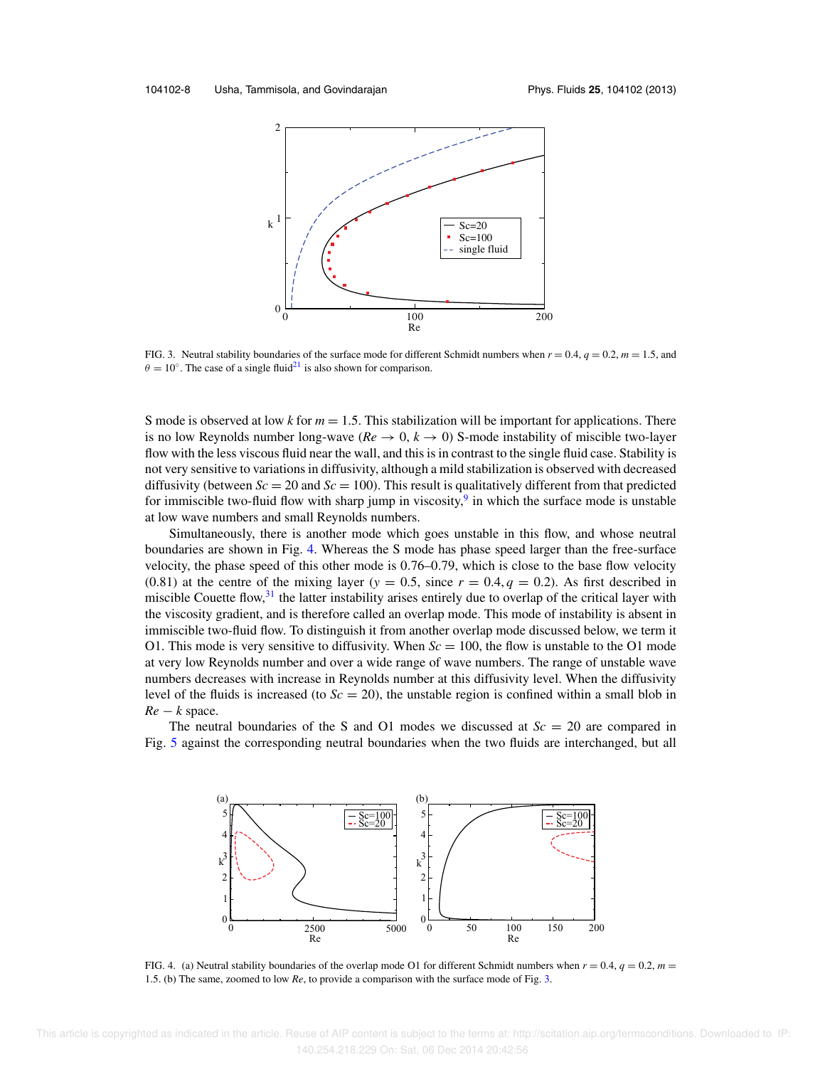FIG. 3. Neutral stability boundaries of the surface mode for different Schmidt numbers when $r = 0.4$, $q = 0.2$, $m = 1.5$, and $\theta = 10°$. The case of a single fluid[21] is also shown for comparison.

S mode is observed at low $k$ for $m = 1.5$. This stabilization will be important for applications. There is no low Reynolds number long-wave ($Re \to 0$, $k \to 0$) S-mode instability of miscible two-layer flow with the less viscous fluid near the wall, and this is in contrast to the single fluid case. Stability is not very sensitive to variations in diffusivity, although a mild stabilization is observed with decreased diffusivity (between $Sc = 20$ and $Sc = 100$). This result is qualitatively different from that predicted for immiscible two-fluid flow with sharp jump in viscosity,[9] in which the surface mode is unstable at low wave numbers and small Reynolds numbers.

Simultaneously, there is another mode which goes unstable in this flow, and whose neutral boundaries are shown in Fig. 4. Whereas the S mode has phase speed larger than the free-surface velocity, the phase speed of this other mode is 0.76–0.79, which is close to the base flow velocity (0.81) at the centre of the mixing layer ($y = 0.5$, since $r = 0.4, q = 0.2$). As first described in miscible Couette flow,[31] the latter instability arises entirely due to overlap of the critical layer with the viscosity gradient, and is therefore called an overlap mode. This mode of instability is absent in immiscible two-fluid flow. To distinguish it from another overlap mode discussed below, we term it O1. This mode is very sensitive to diffusivity. When $Sc = 100$, the flow is unstable to the O1 mode at very low Reynolds number and over a wide range of wave numbers. The range of unstable wave numbers decreases with increase in Reynolds number at this diffusivity level. When the diffusivity level of the fluids is increased (to $Sc = 20$), the unstable region is confined within a small blob in $Re - k$ space.

The neutral boundaries of the S and O1 modes we discussed at $Sc = 20$ are compared in Fig. 5 against the corresponding neutral boundaries when the two fluids are interchanged, but all

FIG. 4. (a) Neutral stability boundaries of the overlap mode O1 for different Schmidt numbers when $r = 0.4$, $q = 0.2$, $m = 1.5$. (b) The same, zoomed to low $Re$, to provide a comparison with the surface mode of Fig. 3.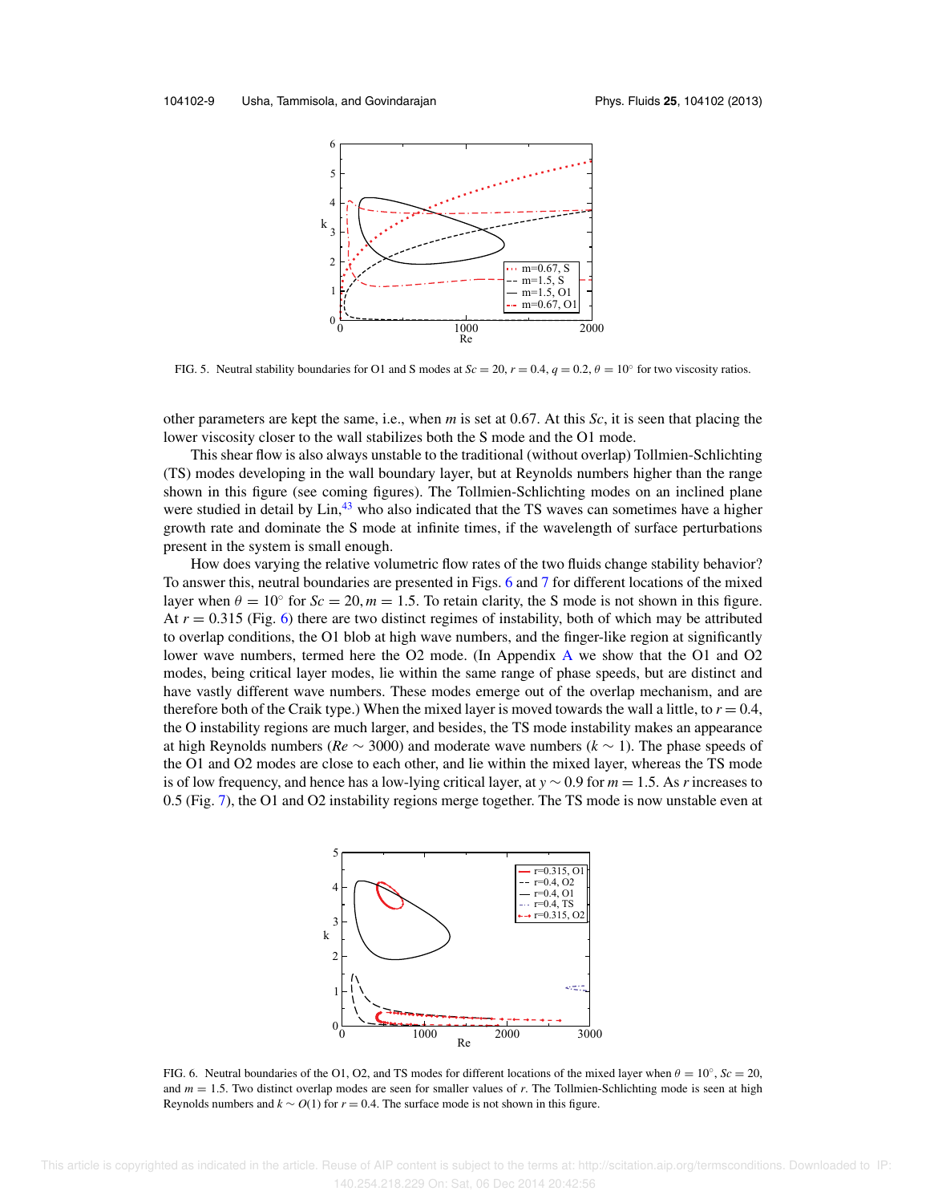FIG. 5. Neutral stability boundaries for O1 and S modes at $Sc = 20$, $r = 0.4$, $q = 0.2$, $\theta = 10^\circ$ for two viscosity ratios.

other parameters are kept the same, i.e., when $m$ is set at 0.67. At this $Sc$, it is seen that placing the lower viscosity closer to the wall stabilizes both the S mode and the O1 mode.

This shear flow is also always unstable to the traditional (without overlap) Tollmien-Schlichting (TS) modes developing in the wall boundary layer, but at Reynolds numbers higher than the range shown in this figure (see coming figures). The Tollmien-Schlichting modes on an inclined plane were studied in detail by Lin,[43] who also indicated that the TS waves can sometimes have a higher growth rate and dominate the S mode at infinite times, if the wavelength of surface perturbations present in the system is small enough.

How does varying the relative volumetric flow rates of the two fluids change stability behavior? To answer this, neutral boundaries are presented in Figs. 6 and 7 for different locations of the mixed layer when $\theta = 10^\circ$ for $Sc = 20, m = 1.5$. To retain clarity, the S mode is not shown in this figure. At $r = 0.315$ (Fig. 6) there are two distinct regimes of instability, both of which may be attributed to overlap conditions, the O1 blob at high wave numbers, and the finger-like region at significantly lower wave numbers, termed here the O2 mode. (In Appendix A we show that the O1 and O2 modes, being critical layer modes, lie within the same range of phase speeds, but are distinct and have vastly different wave numbers. These modes emerge out of the overlap mechanism, and are therefore both of the Craik type.) When the mixed layer is moved towards the wall a little, to $r = 0.4$, the O instability regions are much larger, and besides, the TS mode instability makes an appearance at high Reynolds numbers ($Re \sim 3000$) and moderate wave numbers ($k \sim 1$). The phase speeds of the O1 and O2 modes are close to each other, and lie within the mixed layer, whereas the TS mode is of low frequency, and hence has a low-lying critical layer, at $y \sim 0.9$ for $m = 1.5$. As $r$ increases to 0.5 (Fig. 7), the O1 and O2 instability regions merge together. The TS mode is now unstable even at

FIG. 6. Neutral boundaries of the O1, O2, and TS modes for different locations of the mixed layer when $\theta = 10^\circ$, $Sc = 20$, and $m = 1.5$. Two distinct overlap modes are seen for smaller values of $r$. The Tollmien-Schlichting mode is seen at high Reynolds numbers and $k \sim O(1)$ for $r = 0.4$. The surface mode is not shown in this figure.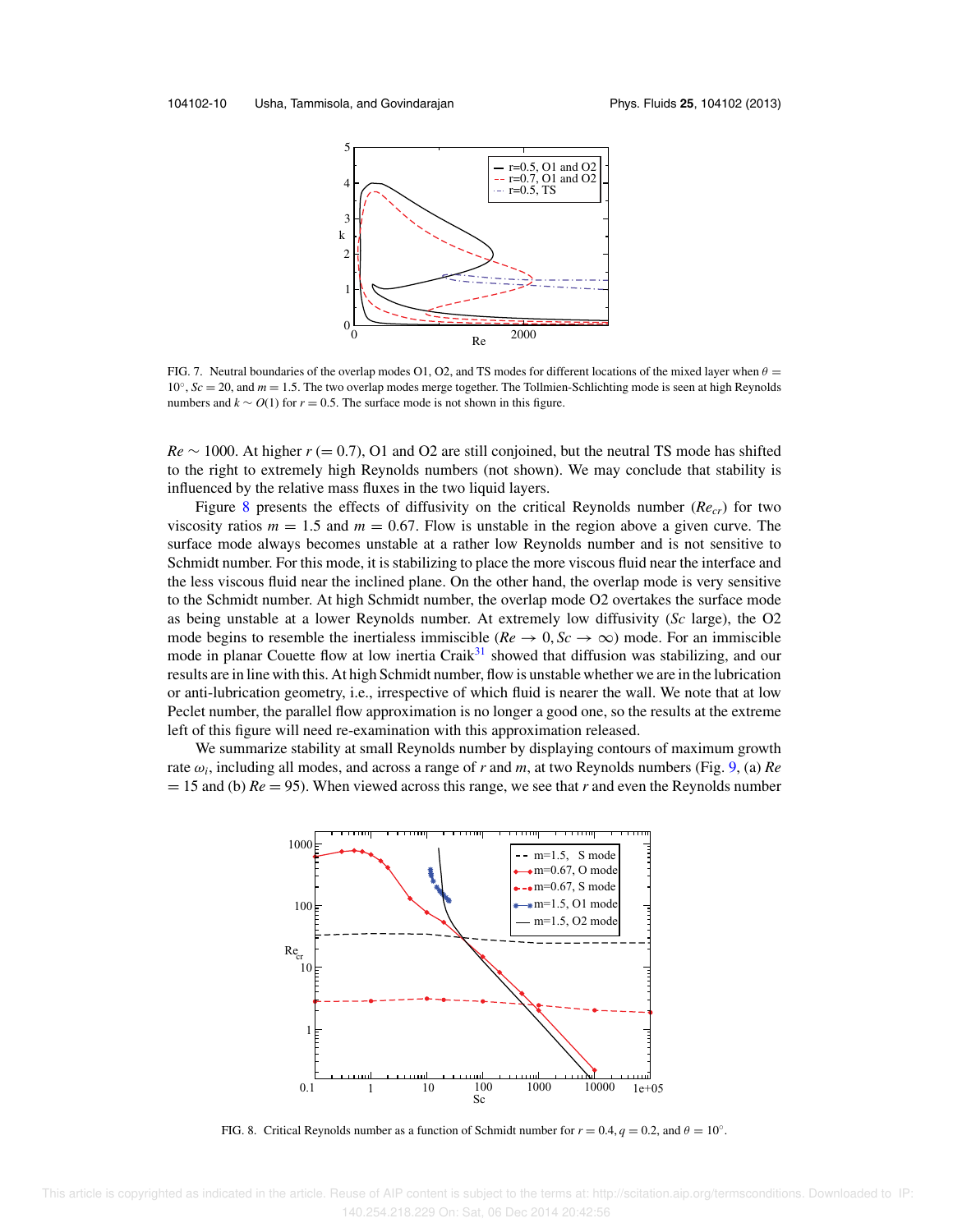FIG. 7. Neutral boundaries of the overlap modes O1, O2, and TS modes for different locations of the mixed layer when $\theta = 10^{\circ}$, $Sc = 20$, and $m = 1.5$. The two overlap modes merge together. The Tollmien-Schlichting mode is seen at high Reynolds numbers and $k \sim O(1)$ for $r = 0.5$. The surface mode is not shown in this figure.

$Re \sim 1000$. At higher $r$ (= 0.7), O1 and O2 are still conjoined, but the neutral TS mode has shifted to the right to extremely high Reynolds numbers (not shown). We may conclude that stability is influenced by the relative mass fluxes in the two liquid layers.

Figure 8 presents the effects of diffusivity on the critical Reynolds number ($Re_{cr}$) for two viscosity ratios $m = 1.5$ and $m = 0.67$. Flow is unstable in the region above a given curve. The surface mode always becomes unstable at a rather low Reynolds number and is not sensitive to Schmidt number. For this mode, it is stabilizing to place the more viscous fluid near the interface and the less viscous fluid near the inclined plane. On the other hand, the overlap mode is very sensitive to the Schmidt number. At high Schmidt number, the overlap mode O2 overtakes the surface mode as being unstable at a lower Reynolds number. At extremely low diffusivity ($Sc$ large), the O2 mode begins to resemble the inertialess immiscible ($Re \to 0, Sc \to \infty$) mode. For an immiscible mode in planar Couette flow at low inertia Craik[31] showed that diffusion was stabilizing, and our results are in line with this. At high Schmidt number, flow is unstable in the lubrication or anti-lubrication geometry, i.e., irrespective of which fluid is nearer the wall. We note that at low Peclet number, the parallel flow approximation is no longer a good one, so the results at the extreme left of this figure will need re-examination with this approximation released.

We summarize stability at small Reynolds number by displaying contours of maximum growth rate $\omega_i$, including all modes, and across a range of $r$ and $m$, at two Reynolds numbers (Fig. 9, (a) $Re = 15$ and (b) $Re = 95$). When viewed across this range, we see that $r$ and even the Reynolds number

FIG. 8. Critical Reynolds number as a function of Schmidt number for $r = 0.4$, $q = 0.2$, and $\theta = 10^{\circ}$.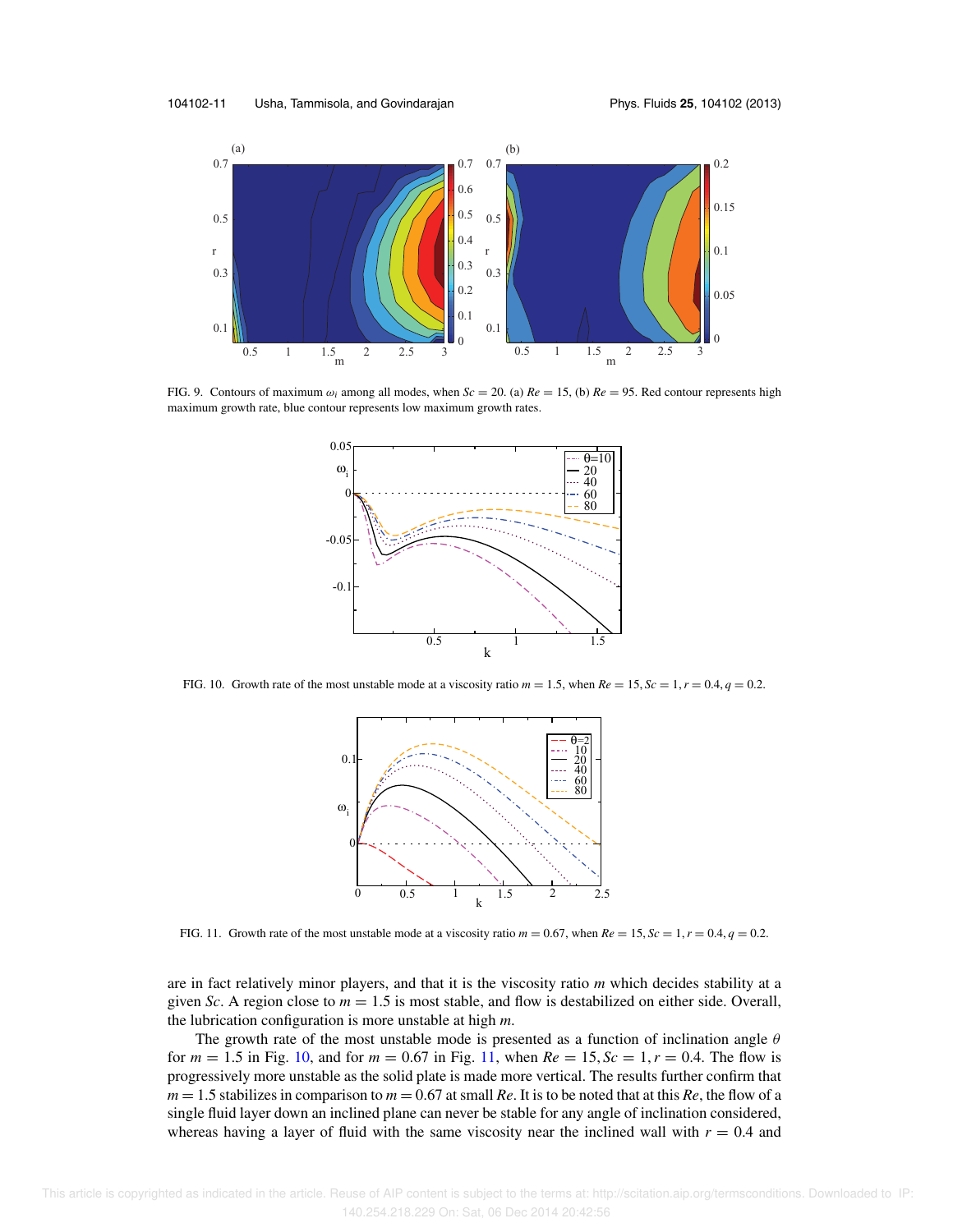FIG. 9. Contours of maximum $\omega_i$ among all modes, when $Sc = 20$. (a) $Re = 15$, (b) $Re = 95$. Red contour represents high maximum growth rate, blue contour represents low maximum growth rates.

FIG. 10. Growth rate of the most unstable mode at a viscosity ratio $m = 1.5$, when $Re = 15, Sc = 1, r = 0.4, q = 0.2$.

FIG. 11. Growth rate of the most unstable mode at a viscosity ratio $m = 0.67$, when $Re = 15, Sc = 1, r = 0.4, q = 0.2$.

are in fact relatively minor players, and that it is the viscosity ratio $m$ which decides stability at a given $Sc$. A region close to $m = 1.5$ is most stable, and flow is destabilized on either side. Overall, the lubrication configuration is more unstable at high $m$.

The growth rate of the most unstable mode is presented as a function of inclination angle $\theta$ for $m = 1.5$ in Fig. 10, and for $m = 0.67$ in Fig. 11, when $Re = 15, Sc = 1, r = 0.4$. The flow is progressively more unstable as the solid plate is made more vertical. The results further confirm that $m = 1.5$ stabilizes in comparison to $m = 0.67$ at small $Re$. It is to be noted that at this $Re$, the flow of a single fluid layer down an inclined plane can never be stable for any angle of inclination considered, whereas having a layer of fluid with the same viscosity near the inclined wall with $r = 0.4$ and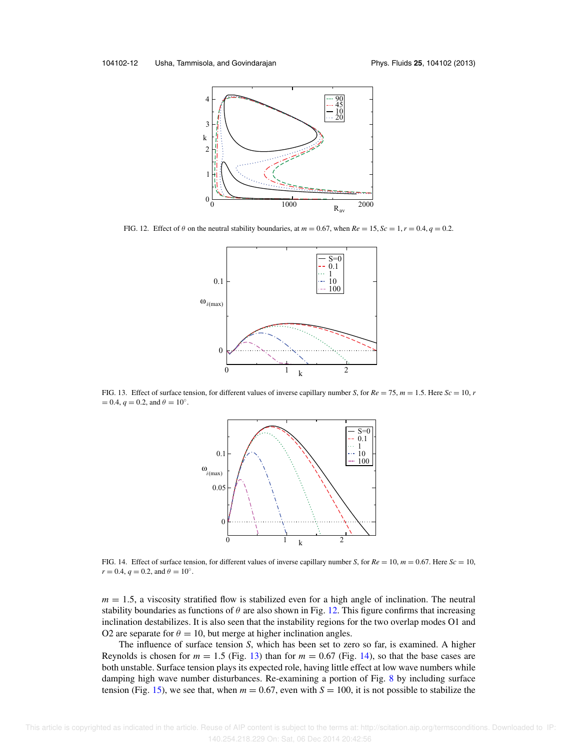FIG. 12. Effect of $\theta$ on the neutral stability boundaries, at $m = 0.67$, when $Re = 15, Sc = 1, r = 0.4, q = 0.2$.

FIG. 13. Effect of surface tension, for different values of inverse capillary number $S$, for $Re = 75$, $m = 1.5$. Here $Sc = 10$, $r = 0.4$, $q = 0.2$, and $\theta = 10^{\circ}$.

FIG. 14. Effect of surface tension, for different values of inverse capillary number $S$, for $Re = 10$, $m = 0.67$. Here $Sc = 10$, $r = 0.4$, $q = 0.2$, and $\theta = 10^{\circ}$.

$m = 1.5$, a viscosity stratified flow is stabilized even for a high angle of inclination. The neutral stability boundaries as functions of $\theta$ are also shown in Fig. 12. This figure confirms that increasing inclination destabilizes. It is also seen that the instability regions for the two overlap modes O1 and O2 are separate for $\theta = 10$, but merge at higher inclination angles.

The influence of surface tension $S$, which has been set to zero so far, is examined. A higher Reynolds is chosen for $m = 1.5$ (Fig. 13) than for $m = 0.67$ (Fig. 14), so that the base cases are both unstable. Surface tension plays its expected role, having little effect at low wave numbers while damping high wave number disturbances. Re-examining a portion of Fig. 8 by including surface tension (Fig. 15), we see that, when $m = 0.67$, even with $S = 100$, it is not possible to stabilize the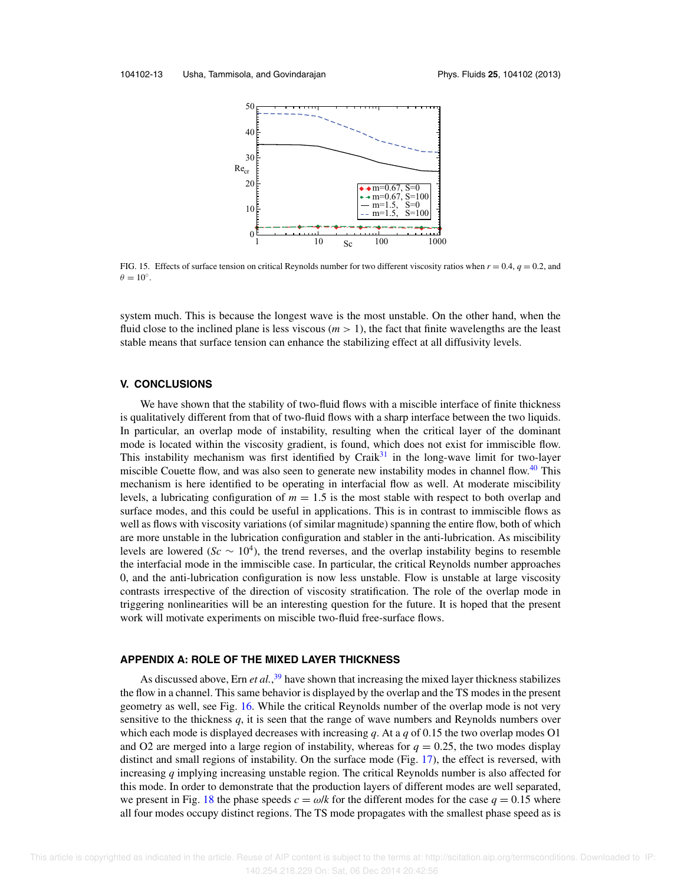FIG. 15. Effects of surface tension on critical Reynolds number for two different viscosity ratios when $r = 0.4$, $q = 0.2$, and $\theta = 10°$.

system much. This is because the longest wave is the most unstable. On the other hand, when the fluid close to the inclined plane is less viscous ($m > 1$), the fact that finite wavelengths are the least stable means that surface tension can enhance the stabilizing effect at all diffusivity levels.

## V. CONCLUSIONS

We have shown that the stability of two-fluid flows with a miscible interface of finite thickness is qualitatively different from that of two-fluid flows with a sharp interface between the two liquids. In particular, an overlap mode of instability, resulting when the critical layer of the dominant mode is located within the viscosity gradient, is found, which does not exist for immiscible flow. This instability mechanism was first identified by Craik[31] in the long-wave limit for two-layer miscible Couette flow, and was also seen to generate new instability modes in channel flow.[40] This mechanism is here identified to be operating in interfacial flow as well. At moderate miscibility levels, a lubricating configuration of $m = 1.5$ is the most stable with respect to both overlap and surface modes, and this could be useful in applications. This is in contrast to immiscible flows as well as flows with viscosity variations (of similar magnitude) spanning the entire flow, both of which are more unstable in the lubrication configuration and stabler in the anti-lubrication. As miscibility levels are lowered ($Sc \sim 10^4$), the trend reverses, and the overlap instability begins to resemble the interfacial mode in the immiscible case. In particular, the critical Reynolds number approaches 0, and the anti-lubrication configuration is now less unstable. Flow is unstable at large viscosity contrasts irrespective of the direction of viscosity stratification. The role of the overlap mode in triggering nonlinearities will be an interesting question for the future. It is hoped that the present work will motivate experiments on miscible two-fluid free-surface flows.

## APPENDIX A: ROLE OF THE MIXED LAYER THICKNESS

As discussed above, Ern *et al.*,[39] have shown that increasing the mixed layer thickness stabilizes the flow in a channel. This same behavior is displayed by the overlap and the TS modes in the present geometry as well, see Fig. 16. While the critical Reynolds number of the overlap mode is not very sensitive to the thickness $q$, it is seen that the range of wave numbers and Reynolds numbers over which each mode is displayed decreases with increasing $q$. At a $q$ of 0.15 the two overlap modes O1 and O2 are merged into a large region of instability, whereas for $q = 0.25$, the two modes display distinct and small regions of instability. On the surface mode (Fig. 17), the effect is reversed, with increasing $q$ implying increasing unstable region. The critical Reynolds number is also affected for this mode. In order to demonstrate that the production layers of different modes are well separated, we present in Fig. 18 the phase speeds $c = \omega/k$ for the different modes for the case $q = 0.15$ where all four modes occupy distinct regions. The TS mode propagates with the smallest phase speed as is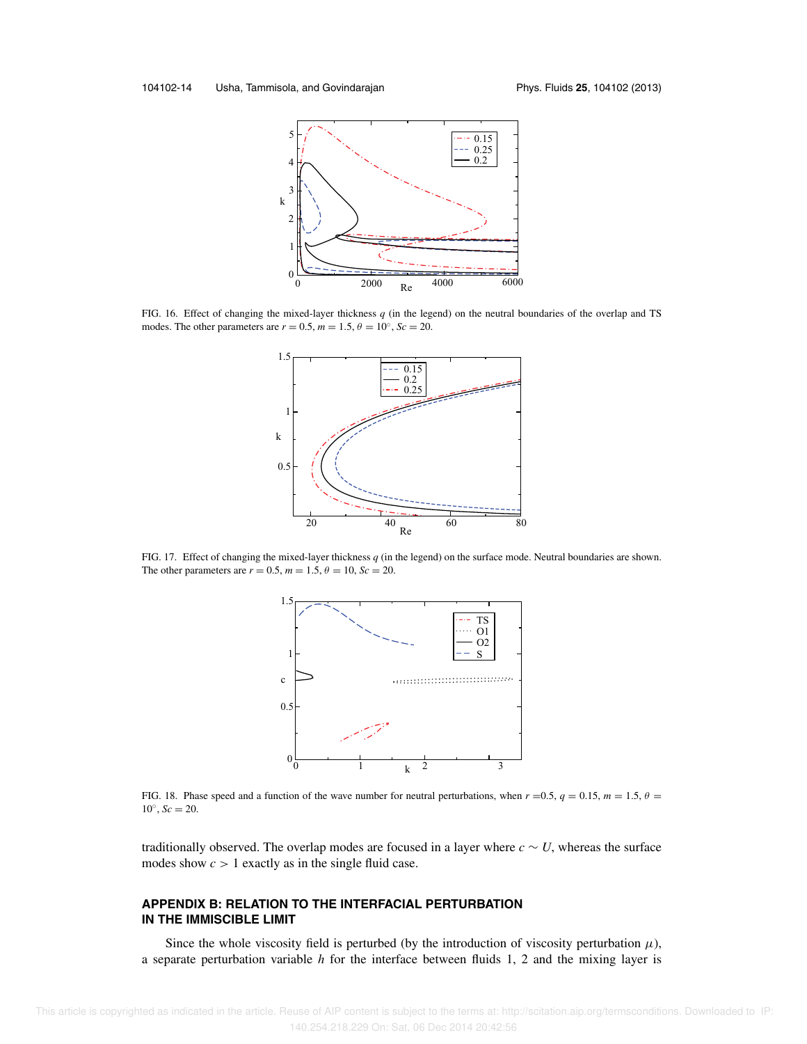FIG. 16. Effect of changing the mixed-layer thickness $q$ (in the legend) on the neutral boundaries of the overlap and TS modes. The other parameters are $r = 0.5$, $m = 1.5$, $\theta = 10^\circ$, $Sc = 20$.

FIG. 17. Effect of changing the mixed-layer thickness $q$ (in the legend) on the surface mode. Neutral boundaries are shown. The other parameters are $r = 0.5$, $m = 1.5$, $\theta = 10$, $Sc = 20$.

FIG. 18. Phase speed and a function of the wave number for neutral perturbations, when $r$ =0.5, $q = 0.15$, $m = 1.5$, $\theta = 10^\circ$, $Sc = 20$.

traditionally observed. The overlap modes are focused in a layer where $c \sim U$, whereas the surface modes show $c > 1$ exactly as in the single fluid case.

## APPENDIX B: RELATION TO THE INTERFACIAL PERTURBATION IN THE IMMISCIBLE LIMIT

Since the whole viscosity field is perturbed (by the introduction of viscosity perturbation $\mu$), a separate perturbation variable $h$ for the interface between fluids 1, 2 and the mixing layer is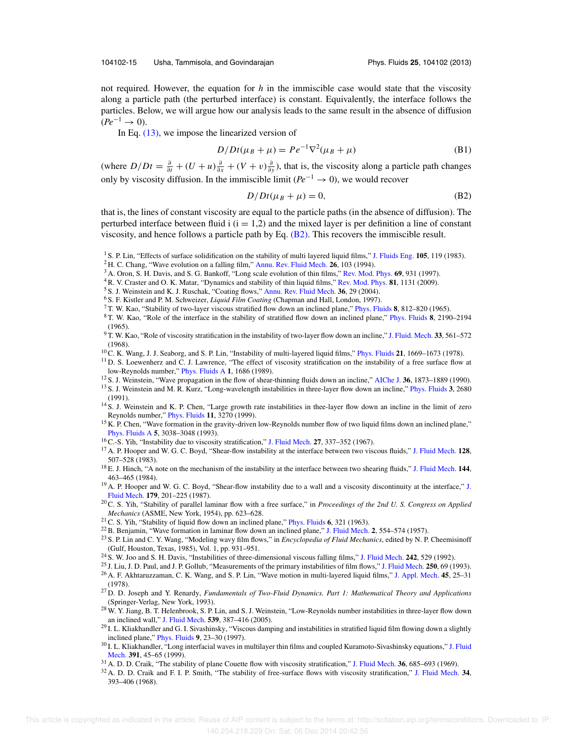not required. However, the equation for $h$ in the immiscible case would state that the viscosity along a particle path (the perturbed interface) is constant. Equivalently, the interface follows the particles. Below, we will argue how our analysis leads to the same result in the absence of diffusion ($Pe^{-1} \to 0$).

In Eq. (13), we impose the linearized version of

$$D/Dt(\mu_B + \mu) = Pe^{-1}\nabla^2(\mu_B + \mu) \tag{B1}$$

(where $D/Dt = \frac{\partial}{\partial t} + (U+u)\frac{\partial}{\partial x} + (V+v)\frac{\partial}{\partial y}$), that is, the viscosity along a particle path changes only by viscosity diffusion. In the immiscible limit ($Pe^{-1} \to 0$), we would recover

$$D/Dt(\mu_B + \mu) = 0, \tag{B2}$$

that is, the lines of constant viscosity are equal to the particle paths (in the absence of diffusion). The perturbed interface between fluid i (i = 1,2) and the mixed layer is per definition a line of constant viscosity, and hence follows a particle path by Eq. (B2). This recovers the immiscible result.

[1] S. P. Lin, "Effects of surface solidification on the stability of multi layered liquid films," J. Fluids Eng. **105**, 119 (1983).
[2] H. C. Chang, "Wave evolution on a falling film," Annu. Rev. Fluid Mech. **26**, 103 (1994).
[3] A. Oron, S. H. Davis, and S. G. Bankoff, "Long scale evolution of thin films," Rev. Mod. Phys. **69**, 931 (1997).
[4] R. V. Craster and O. K. Matar, "Dynamics and stability of thin liquid films," Rev. Mod. Phys. **81**, 1131 (2009).
[5] S. J. Weinstein and K. J. Ruschak, "Coating flows," Annu. Rev. Fluid Mech. **36**, 29 (2004).
[6] S. F. Kistler and P. M. Schweizer, *Liquid Film Coating* (Chapman and Hall, London, 1997).
[7] T. W. Kao, "Stability of two-layer viscous stratified flow down an inclined plane," Phys. Fluids **8**, 812–820 (1965).
[8] T. W. Kao, "Role of the interface in the stability of stratified flow down an inclined plane," Phys. Fluids **8**, 2190–2194 (1965).
[9] T. W. Kao, "Role of viscosity stratification in the instability of two-layer flow down an incline," J. Fluid. Mech. **33**, 561–572 (1968).
[10] C. K. Wang, J. J. Seaborg, and S. P. Lin, "Instability of multi-layered liquid films," Phys. Fluids **21**, 1669–1673 (1978).
[11] D. S. Loewenherz and C. J. Lawrence, "The effect of viscosity stratification on the instability of a free surface flow at low-Reynolds number," Phys. Fluids A **1**, 1686 (1989).
[12] S. J. Weinstein, "Wave propagation in the flow of shear-thinning fluids down an incline," AIChe J. **36**, 1873–1889 (1990).
[13] S. J. Weinstein and M. R. Kurz, "Long-wavelength instabilities in three-layer flow down an incline," Phys. Fluids **3**, 2680 (1991).
[14] S. J. Weinstein and K. P. Chen, "Large growth rate instabilities in thee-layer flow down an incline in the limit of zero Reynolds number," Phys. Fluids **11**, 3270 (1999).
[15] K. P. Chen, "Wave formation in the gravity-driven low-Reynolds number flow of two liquid films down an inclined plane," Phys. Fluids A **5**, 3038–3048 (1993).
[16] C.-S. Yih, "Instability due to viscosity stratification," J. Fluid Mech. **27**, 337–352 (1967).
[17] A. P. Hooper and W. G. C. Boyd, "Shear-flow instability at the interface between two viscous fluids," J. Fluid Mech. **128**, 507–528 (1983).
[18] E. J. Hinch, "A note on the mechanism of the instability at the interface between two shearing fluids," J. Fluid Mech. **144**, 463–465 (1984).
[19] A. P. Hooper and W. G. C. Boyd, "Shear-flow instability due to a wall and a viscosity discontinuity at the interface," J. Fluid Mech. **179**, 201–225 (1987).
[20] C. S. Yih, "Stability of parallel laminar flow with a free surface," in *Proceedings of the 2nd U. S. Congress on Applied Mechanics* (ASME, New York, 1954), pp. 623–628.
[21] C. S. Yih, "Stability of liquid flow down an inclined plane," Phys. Fluids **6**, 321 (1963).
[22] B. Benjamin, "Wave formation in laminar flow down an inclined plane," J. Fluid Mech. **2**, 554–574 (1957).
[23] S. P. Lin and C. Y. Wang, "Modeling wavy film flows," in *Encyclopedia of Fluid Mechanics*, edited by N. P. Cheemisinoff (Gulf, Houston, Texas, 1985), Vol. 1, pp. 931–951.
[24] S. W. Joo and S. H. Davis, "Instabilities of three-dimensional viscous falling films," J. Fluid Mech. **242**, 529 (1992).
[25] J. Liu, J. D. Paul, and J. P. Gollub, "Measurements of the primary instabilities of film flows," J. Fluid Mech. **250**, 69 (1993).
[26] A. F. Akhtaruzzaman, C. K. Wang, and S. P. Lin, "Wave motion in multi-layered liquid films," J. Appl. Mech. **45**, 25–31 (1978).
[27] D. D. Joseph and Y. Renardy, *Fundamentals of Two-Fluid Dynamics. Part 1: Mathematical Theory and Applications* (Springer-Verlag, New York, 1993).
[28] W. Y. Jiang, B. T. Helenbrook, S. P. Lin, and S. J. Weinstein, "Low-Reynolds number instabilities in three-layer flow down an inclined wall," J. Fluid Mech. **539**, 387–416 (2005).
[29] I. L. Kliakhandler and G. I. Sivashinsky, "Viscous damping and instabilities in stratified liquid film flowing down a slightly inclined plane," Phys. Fluids **9**, 23–30 (1997).
[30] I. L. Kliakhandler, "Long interfacial waves in multilayer thin films and coupled Kuramoto-Sivashinsky equations," J. Fluid Mech. **391**, 45–65 (1999).
[31] A. D. D. Craik, "The stability of plane Couette flow with viscosity stratification," J. Fluid Mech. **36**, 685–693 (1969).
[32] A. D. D. Craik and F. I. P. Smith, "The stability of free-surface flows with viscosity stratification," J. Fluid Mech. **34**, 393–406 (1968).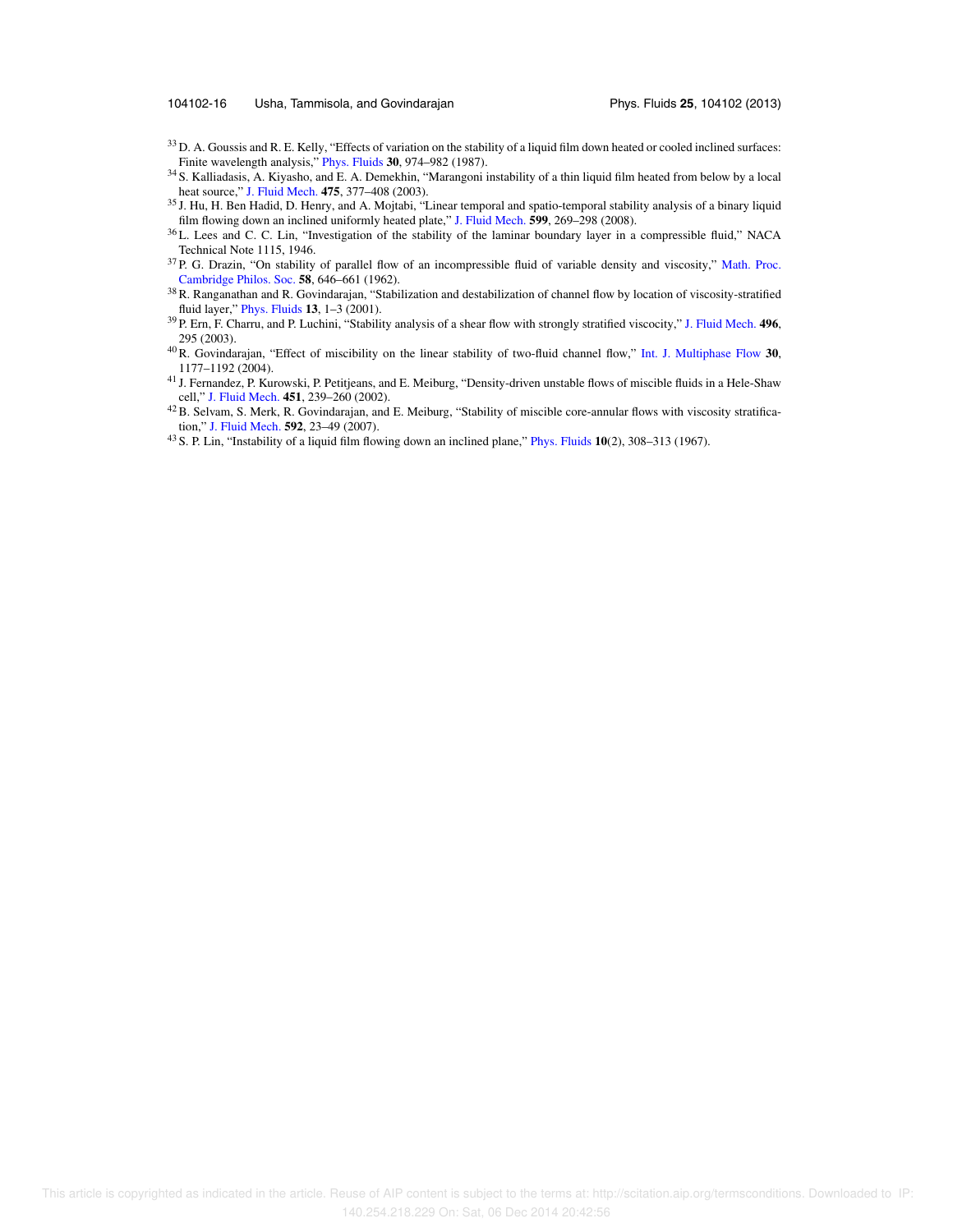[33] D. A. Goussis and R. E. Kelly, "Effects of variation on the stability of a liquid film down heated or cooled inclined surfaces: Finite wavelength analysis," Phys. Fluids **30**, 974–982 (1987).

[34] S. Kalliadasis, A. Kiyasho, and E. A. Demekhin, "Marangoni instability of a thin liquid film heated from below by a local heat source," J. Fluid Mech. **475**, 377–408 (2003).

[35] J. Hu, H. Ben Hadid, D. Henry, and A. Mojtabi, "Linear temporal and spatio-temporal stability analysis of a binary liquid film flowing down an inclined uniformly heated plate," J. Fluid Mech. **599**, 269–298 (2008).

[36] L. Lees and C. C. Lin, "Investigation of the stability of the laminar boundary layer in a compressible fluid," NACA Technical Note 1115, 1946.

[37] P. G. Drazin, "On stability of parallel flow of an incompressible fluid of variable density and viscosity," Math. Proc. Cambridge Philos. Soc. **58**, 646–661 (1962).

[38] R. Ranganathan and R. Govindarajan, "Stabilization and destabilization of channel flow by location of viscosity-stratified fluid layer," Phys. Fluids **13**, 1–3 (2001).

[39] P. Ern, F. Charru, and P. Luchini, "Stability analysis of a shear flow with strongly stratified viscocity," J. Fluid Mech. **496**, 295 (2003).

[40] R. Govindarajan, "Effect of miscibility on the linear stability of two-fluid channel flow," Int. J. Multiphase Flow **30**, 1177–1192 (2004).

[41] J. Fernandez, P. Kurowski, P. Petitjeans, and E. Meiburg, "Density-driven unstable flows of miscible fluids in a Hele-Shaw cell," J. Fluid Mech. **451**, 239–260 (2002).

[42] B. Selvam, S. Merk, R. Govindarajan, and E. Meiburg, "Stability of miscible core-annular flows with viscosity stratification," J. Fluid Mech. **592**, 23–49 (2007).

[43] S. P. Lin, "Instability of a liquid film flowing down an inclined plane," Phys. Fluids **10**(2), 308–313 (1967).